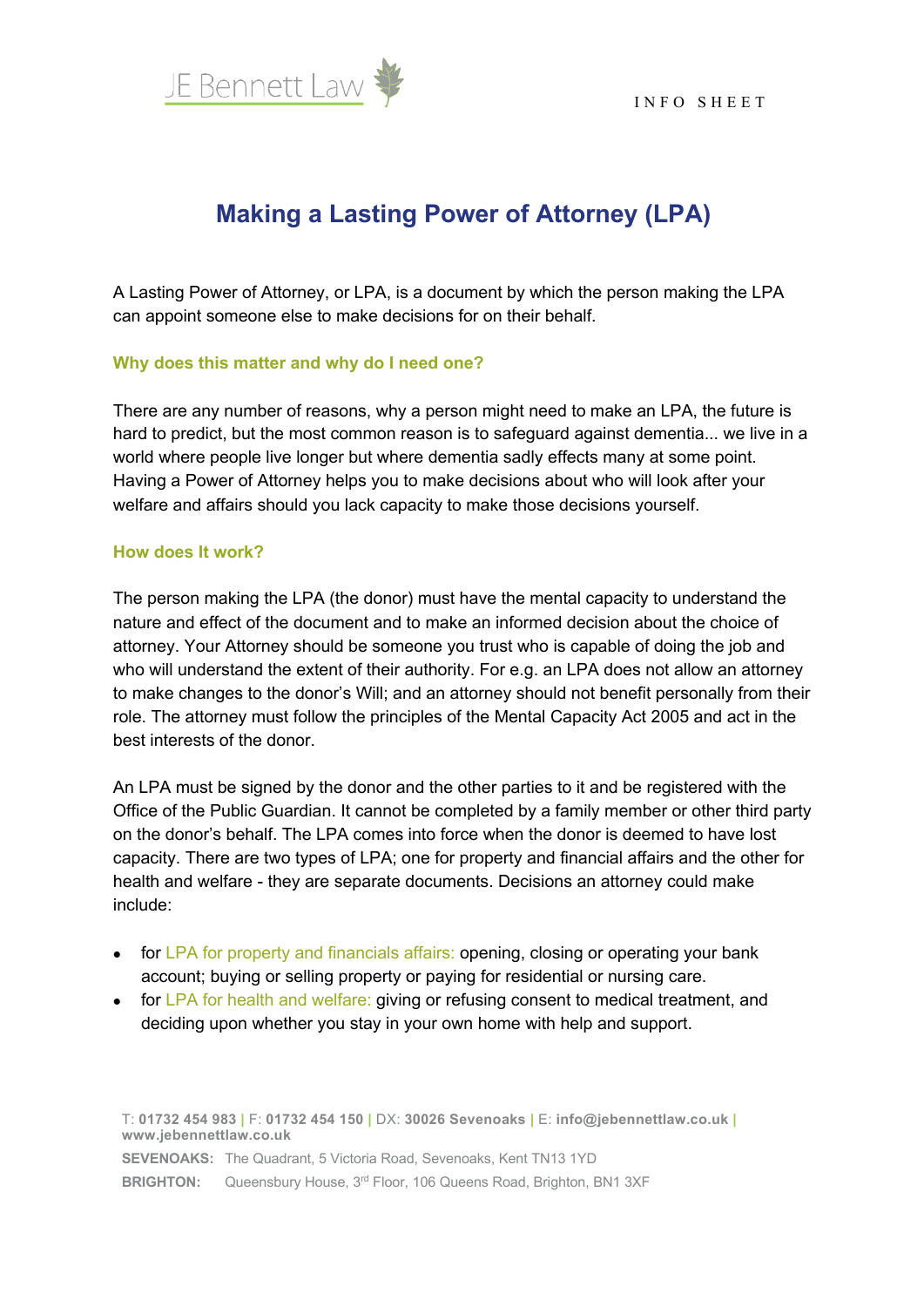# Making a Lasting Power of Attorney (LPA)

A Lasting Power of Attorney, or LPA, is a document by which the person making the LPA can appoint someone else to make decisions for on their behalf.

### Why does this matter and why do I need one?

There are any number of reasons, why a person might need to make an LPA, the future is hard to predict, but the most common reason is to safeguard against dementia... we live in a world where people live longer but where dementia sadly effects many at some point. Having a Power of Attorney helps you to make decisions about who will look after your welfare and affairs should you lack capacity to make those decisions yourself.

### How does It work?

The person making the LPA (the donor) must have the mental capacity to understand the nature and effect of the document and to make an informed decision about the choice of attorney. Your Attorney should be someone you trust who is capable of doing the job and who will understand the extent of their authority. For e.g. an LPA does not allow an attorney to make changes to the donor's Will; and an attorney should not benefit personally from their role. The attorney must follow the principles of the Mental Capacity Act 2005 and act in the best interests of the donor.

An LPA must be signed by the donor and the other parties to it and be registered with the Office of the Public Guardian. It cannot be completed by a family member or other third party on the donor's behalf. The LPA comes into force when the donor is deemed to have lost capacity. There are two types of LPA; one for property and financial affairs and the other for health and welfare - they are separate documents. Decisions an attorney could make include:

- for LPA for property and financials affairs: opening, closing or operating your bank account; buying or selling property or paying for residential or nursing care.
- for LPA for health and welfare: giving or refusing consent to medical treatment, and deciding upon whether you stay in your own home with help and support.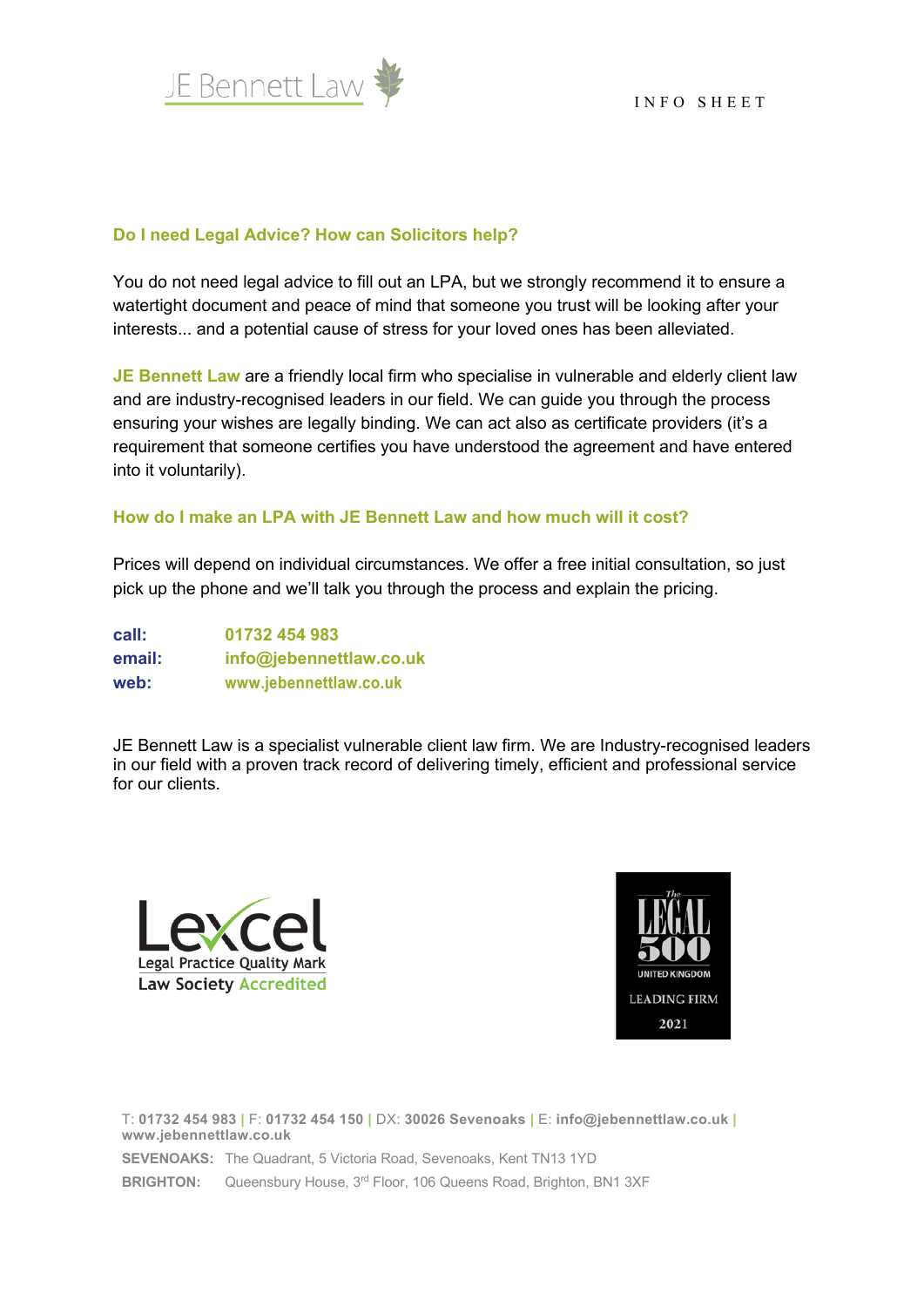## Do I need Legal Advice? How can Solicitors help?

You do not need legal advice to fill out an LPA, but we strongly recommend it to ensure a watertight document and peace of mind that someone you trust will be looking after your interests... and a potential cause of stress for your loved ones has been alleviated.

**JE Bennett Law** are a friendly local firm who specialise in vulnerable and elderly client law and are industry-recognised leaders in our field. We can guide you through the process ensuring your wishes are legally binding. We can act also as certificate providers (it's a requirement that someone certifies you have understood the agreement and have entered into it voluntarily).

## How do I make an LPA with JE Bennett Law and how much will it cost?

Prices will depend on individual circumstances. We offer a free initial consultation, so just pick up the phone and we'll talk you through the process and explain the pricing.

**call:** 01732 454 983
**email:** info@jebennettlaw.co.uk
**web:** www.jebennettlaw.co.uk

JE Bennett Law is a specialist vulnerable client law firm. We are Industry-recognised leaders in our field with a proven track record of delivering timely, efficient and professional service for our clients.

Lexcel
Legal Practice Quality Mark
Law Society Accredited

The Legal 500
United Kingdom
Leading Firm
2021

T: 01732 454 983 | F: 01732 454 150 | DX: 30026 Sevenoaks | E: info@jebennettlaw.co.uk | www.jebennettlaw.co.uk

**SEVENOAKS:** The Quadrant, 5 Victoria Road, Sevenoaks, Kent TN13 1YD

**BRIGHTON:** Queensbury House, 3rd Floor, 106 Queens Road, Brighton, BN1 3XF